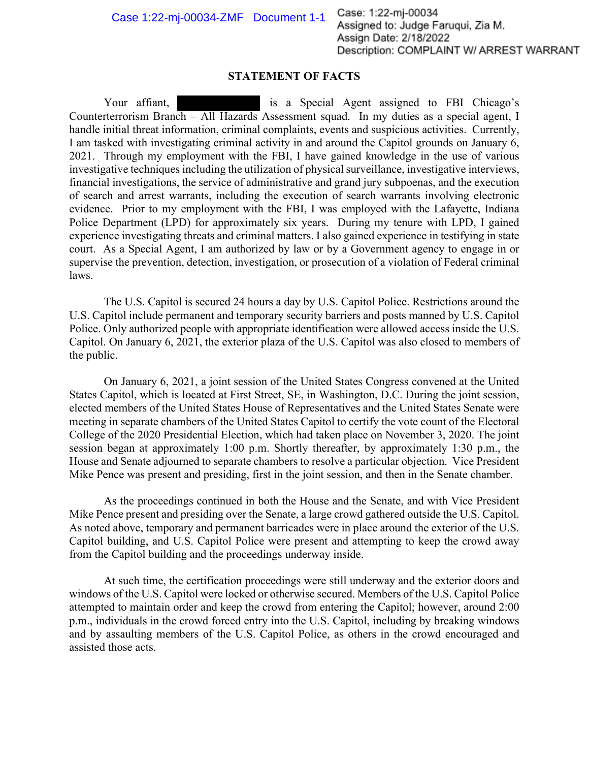## STATEMENT OF FACTS

Your affiant, ██████████ is a Special Agent assigned to FBI Chicago's Counterterrorism Branch – All Hazards Assessment squad. In my duties as a special agent, I handle initial threat information, criminal complaints, events and suspicious activities. Currently, I am tasked with investigating criminal activity in and around the Capitol grounds on January 6, 2021. Through my employment with the FBI, I have gained knowledge in the use of various investigative techniques including the utilization of physical surveillance, investigative interviews, financial investigations, the service of administrative and grand jury subpoenas, and the execution of search and arrest warrants, including the execution of search warrants involving electronic evidence. Prior to my employment with the FBI, I was employed with the Lafayette, Indiana Police Department (LPD) for approximately six years. During my tenure with LPD, I gained experience investigating threats and criminal matters. I also gained experience in testifying in state court. As a Special Agent, I am authorized by law or by a Government agency to engage in or supervise the prevention, detection, investigation, or prosecution of a violation of Federal criminal laws.

The U.S. Capitol is secured 24 hours a day by U.S. Capitol Police. Restrictions around the U.S. Capitol include permanent and temporary security barriers and posts manned by U.S. Capitol Police. Only authorized people with appropriate identification were allowed access inside the U.S. Capitol. On January 6, 2021, the exterior plaza of the U.S. Capitol was also closed to members of the public.

On January 6, 2021, a joint session of the United States Congress convened at the United States Capitol, which is located at First Street, SE, in Washington, D.C. During the joint session, elected members of the United States House of Representatives and the United States Senate were meeting in separate chambers of the United States Capitol to certify the vote count of the Electoral College of the 2020 Presidential Election, which had taken place on November 3, 2020. The joint session began at approximately 1:00 p.m. Shortly thereafter, by approximately 1:30 p.m., the House and Senate adjourned to separate chambers to resolve a particular objection. Vice President Mike Pence was present and presiding, first in the joint session, and then in the Senate chamber.

As the proceedings continued in both the House and the Senate, and with Vice President Mike Pence present and presiding over the Senate, a large crowd gathered outside the U.S. Capitol. As noted above, temporary and permanent barricades were in place around the exterior of the U.S. Capitol building, and U.S. Capitol Police were present and attempting to keep the crowd away from the Capitol building and the proceedings underway inside.

At such time, the certification proceedings were still underway and the exterior doors and windows of the U.S. Capitol were locked or otherwise secured. Members of the U.S. Capitol Police attempted to maintain order and keep the crowd from entering the Capitol; however, around 2:00 p.m., individuals in the crowd forced entry into the U.S. Capitol, including by breaking windows and by assaulting members of the U.S. Capitol Police, as others in the crowd encouraged and assisted those acts.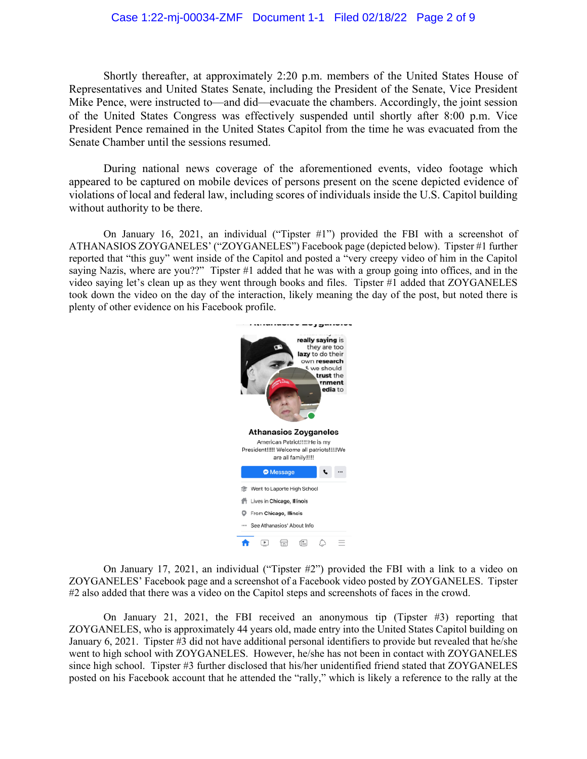Shortly thereafter, at approximately 2:20 p.m. members of the United States House of Representatives and United States Senate, including the President of the Senate, Vice President Mike Pence, were instructed to—and did—evacuate the chambers. Accordingly, the joint session of the United States Congress was effectively suspended until shortly after 8:00 p.m. Vice President Pence remained in the United States Capitol from the time he was evacuated from the Senate Chamber until the sessions resumed.

During national news coverage of the aforementioned events, video footage which appeared to be captured on mobile devices of persons present on the scene depicted evidence of violations of local and federal law, including scores of individuals inside the U.S. Capitol building without authority to be there.

On January 16, 2021, an individual ("Tipster #1") provided the FBI with a screenshot of ATHANASIOS ZOYGANELES' ("ZOYGANELES") Facebook page (depicted below). Tipster #1 further reported that "this guy" went inside of the Capitol and posted a "very creepy video of him in the Capitol saying Nazis, where are you??" Tipster #1 added that he was with a group going into offices, and in the video saying let's clean up as they went through books and files. Tipster #1 added that ZOYGANELES took down the video on the day of the interaction, likely meaning the day of the post, but noted there is plenty of other evidence on his Facebook profile.

really saying is they are too lazy to do their own research & we should trust the rnment edia to

**Athanasios Zoyganeles**

American Patriot!!!!!He is my President!!!!! Welcome all patriots!!!!We are all family!!!!!

Message

Went to Laporte High School

Lives in **Chicago, Illinois**

From **Chicago, Illinois**

See Athanasios' About Info

On January 17, 2021, an individual ("Tipster #2") provided the FBI with a link to a video on ZOYGANELES' Facebook page and a screenshot of a Facebook video posted by ZOYGANELES. Tipster #2 also added that there was a video on the Capitol steps and screenshots of faces in the crowd.

On January 21, 2021, the FBI received an anonymous tip (Tipster #3) reporting that ZOYGANELES, who is approximately 44 years old, made entry into the United States Capitol building on January 6, 2021. Tipster #3 did not have additional personal identifiers to provide but revealed that he/she went to high school with ZOYGANELES. However, he/she has not been in contact with ZOYGANELES since high school. Tipster #3 further disclosed that his/her unidentified friend stated that ZOYGANELES posted on his Facebook account that he attended the "rally," which is likely a reference to the rally at the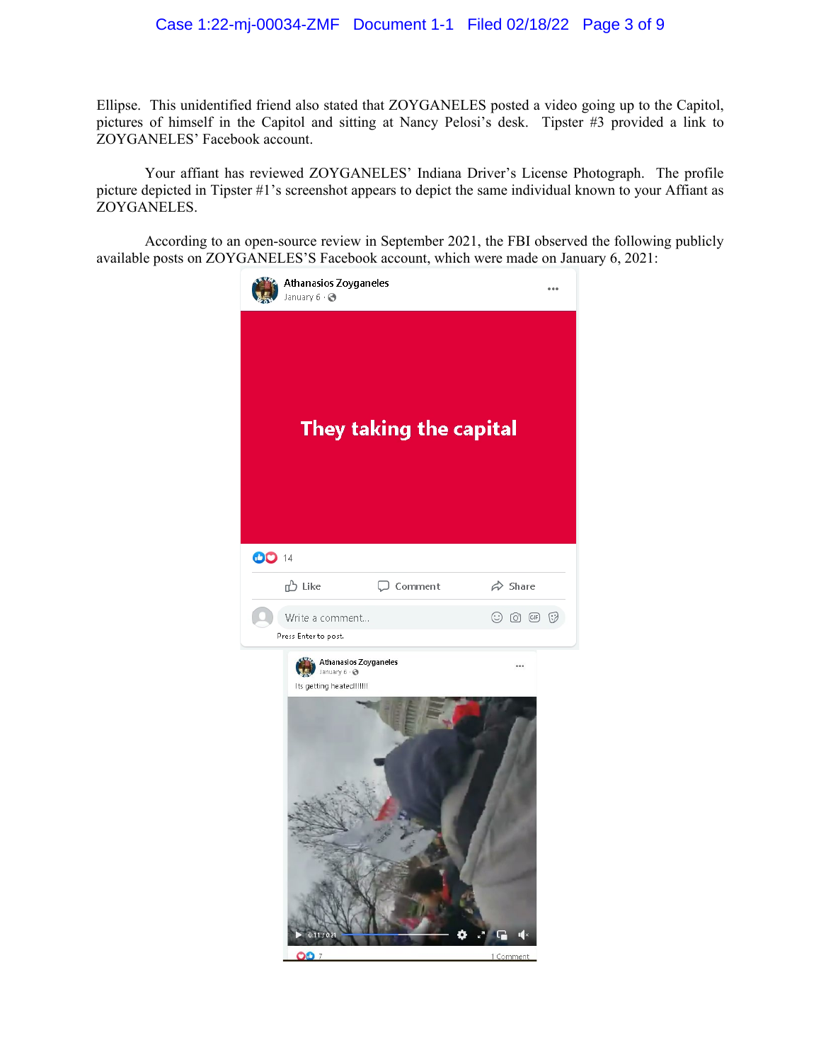Ellipse. This unidentified friend also stated that ZOYGANELES posted a video going up to the Capitol, pictures of himself in the Capitol and sitting at Nancy Pelosi's desk. Tipster #3 provided a link to ZOYGANELES' Facebook account.

Your affiant has reviewed ZOYGANELES' Indiana Driver's License Photograph. The profile picture depicted in Tipster #1's screenshot appears to depict the same individual known to your Affiant as ZOYGANELES.

According to an open-source review in September 2021, the FBI observed the following publicly available posts on ZOYGANELES'S Facebook account, which were made on January 6, 2021:

Athanasios Zoyganeles
January 6 ·

They taking the capital

14

Like   Comment   Share

Write a comment...

Press Enter to post.

Athanasios Zoyganeles
January 6 ·

Its getting heated!!!!!!

0:11 / 0:21

7   1 Comment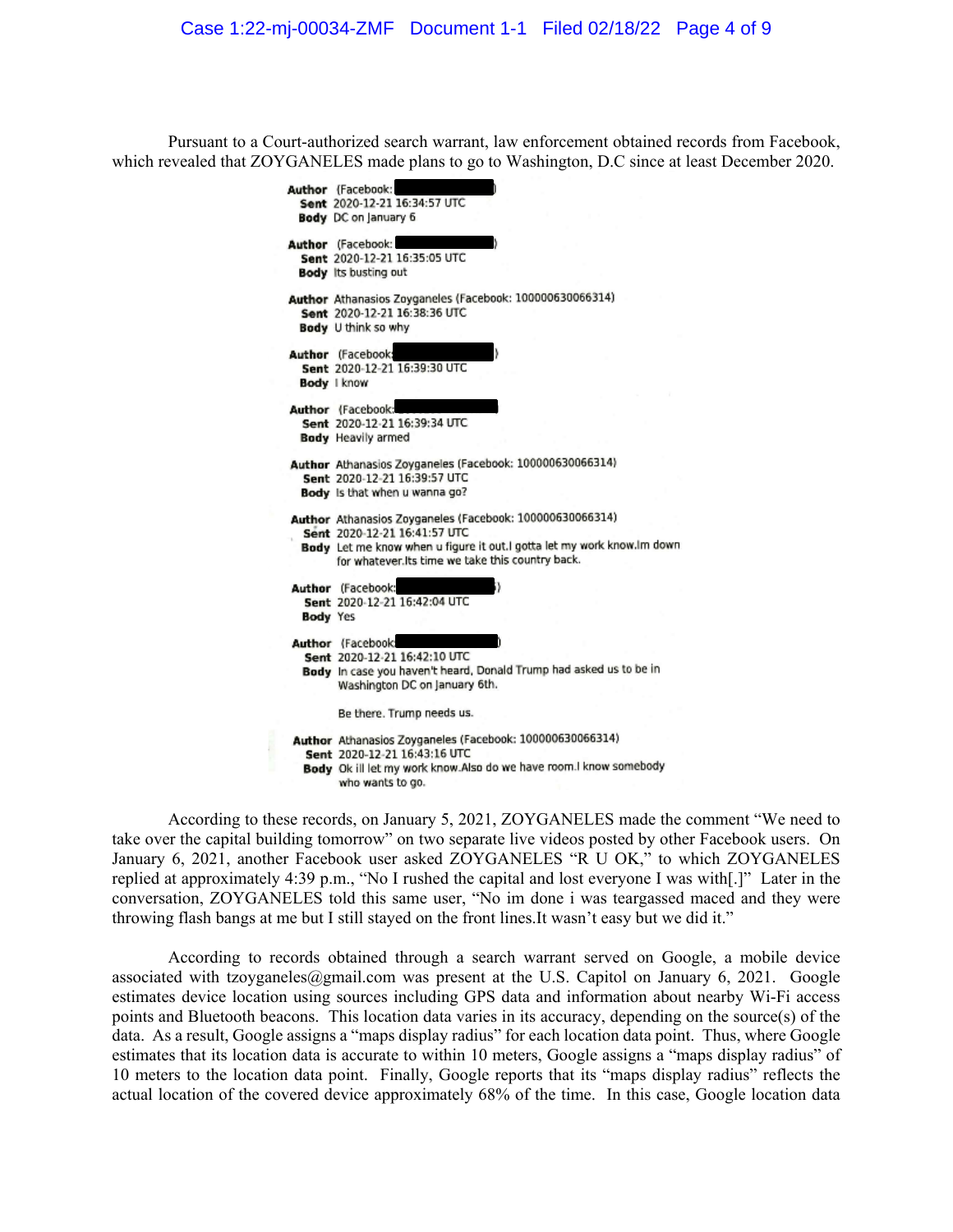Pursuant to a Court-authorized search warrant, law enforcement obtained records from Facebook, which revealed that ZOYGANELES made plans to go to Washington, D.C since at least December 2020.

**Author** (Facebook: [REDACTED])
**Sent** 2020-12-21 16:34:57 UTC
**Body** DC on January 6

**Author** (Facebook: [REDACTED])
**Sent** 2020-12-21 16:35:05 UTC
**Body** Its busting out

**Author** Athanasios Zoyganeles (Facebook: 100000630066314)
**Sent** 2020-12-21 16:38:36 UTC
**Body** U think so why

**Author** (Facebook: [REDACTED])
**Sent** 2020-12-21 16:39:30 UTC
**Body** I know

**Author** (Facebook: [REDACTED])
**Sent** 2020-12-21 16:39:34 UTC
**Body** Heavily armed

**Author** Athanasios Zoyganeles (Facebook: 100000630066314)
**Sent** 2020-12-21 16:39:57 UTC
**Body** Is that when u wanna go?

**Author** Athanasios Zoyganeles (Facebook: 100000630066314)
**Sent** 2020-12-21 16:41:57 UTC
**Body** Let me know when u figure it out.I gotta let my work know.Im down for whatever.Its time we take this country back.

**Author** (Facebook: [REDACTED])
**Sent** 2020-12-21 16:42:04 UTC
**Body** Yes

**Author** (Facebook: [REDACTED])
**Sent** 2020-12-21 16:42:10 UTC
**Body** In case you haven't heard, Donald Trump had asked us to be in Washington DC on January 6th.

Be there. Trump needs us.

**Author** Athanasios Zoyganeles (Facebook: 100000630066314)
**Sent** 2020-12-21 16:43:16 UTC
**Body** Ok ill let my work know.Also do we have room.I know somebody who wants to go.

According to these records, on January 5, 2021, ZOYGANELES made the comment "We need to take over the capital building tomorrow" on two separate live videos posted by other Facebook users. On January 6, 2021, another Facebook user asked ZOYGANELES "R U OK," to which ZOYGANELES replied at approximately 4:39 p.m., "No I rushed the capital and lost everyone I was with[.]" Later in the conversation, ZOYGANELES told this same user, "No im done i was teargassed maced and they were throwing flash bangs at me but I still stayed on the front lines.It wasn't easy but we did it."

According to records obtained through a search warrant served on Google, a mobile device associated with tzoyganeles@gmail.com was present at the U.S. Capitol on January 6, 2021. Google estimates device location using sources including GPS data and information about nearby Wi-Fi access points and Bluetooth beacons. This location data varies in its accuracy, depending on the source(s) of the data. As a result, Google assigns a "maps display radius" for each location data point. Thus, where Google estimates that its location data is accurate to within 10 meters, Google assigns a "maps display radius" of 10 meters to the location data point. Finally, Google reports that its "maps display radius" reflects the actual location of the covered device approximately 68% of the time. In this case, Google location data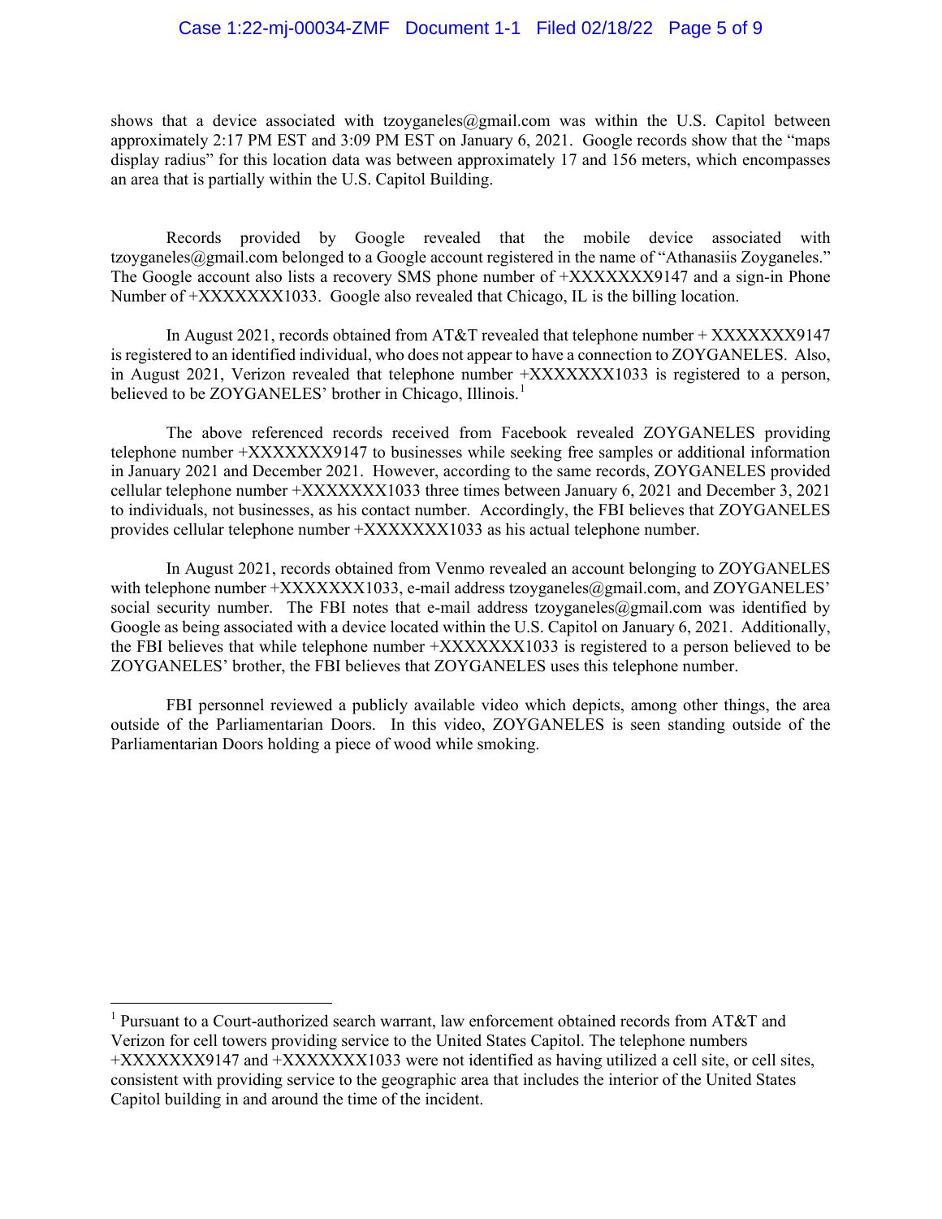shows that a device associated with tzoyganeles@gmail.com was within the U.S. Capitol between approximately 2:17 PM EST and 3:09 PM EST on January 6, 2021. Google records show that the "maps display radius" for this location data was between approximately 17 and 156 meters, which encompasses an area that is partially within the U.S. Capitol Building.

Records provided by Google revealed that the mobile device associated with tzoyganeles@gmail.com belonged to a Google account registered in the name of "Athanasiis Zoyganeles." The Google account also lists a recovery SMS phone number of +XXXXXXX9147 and a sign-in Phone Number of +XXXXXXX1033. Google also revealed that Chicago, IL is the billing location.

In August 2021, records obtained from AT&T revealed that telephone number + XXXXXXX9147 is registered to an identified individual, who does not appear to have a connection to ZOYGANELES. Also, in August 2021, Verizon revealed that telephone number +XXXXXXX1033 is registered to a person, believed to be ZOYGANELES' brother in Chicago, Illinois.[1]

The above referenced records received from Facebook revealed ZOYGANELES providing telephone number +XXXXXXX9147 to businesses while seeking free samples or additional information in January 2021 and December 2021. However, according to the same records, ZOYGANELES provided cellular telephone number +XXXXXXX1033 three times between January 6, 2021 and December 3, 2021 to individuals, not businesses, as his contact number. Accordingly, the FBI believes that ZOYGANELES provides cellular telephone number +XXXXXXX1033 as his actual telephone number.

In August 2021, records obtained from Venmo revealed an account belonging to ZOYGANELES with telephone number +XXXXXXX1033, e-mail address tzoyganeles@gmail.com, and ZOYGANELES' social security number. The FBI notes that e-mail address tzoyganeles@gmail.com was identified by Google as being associated with a device located within the U.S. Capitol on January 6, 2021. Additionally, the FBI believes that while telephone number +XXXXXXX1033 is registered to a person believed to be ZOYGANELES' brother, the FBI believes that ZOYGANELES uses this telephone number.

FBI personnel reviewed a publicly available video which depicts, among other things, the area outside of the Parliamentarian Doors. In this video, ZOYGANELES is seen standing outside of the Parliamentarian Doors holding a piece of wood while smoking.

---

[1] Pursuant to a Court-authorized search warrant, law enforcement obtained records from AT&T and Verizon for cell towers providing service to the United States Capitol. The telephone numbers +XXXXXXX9147 and +XXXXXXX1033 were not identified as having utilized a cell site, or cell sites, consistent with providing service to the geographic area that includes the interior of the United States Capitol building in and around the time of the incident.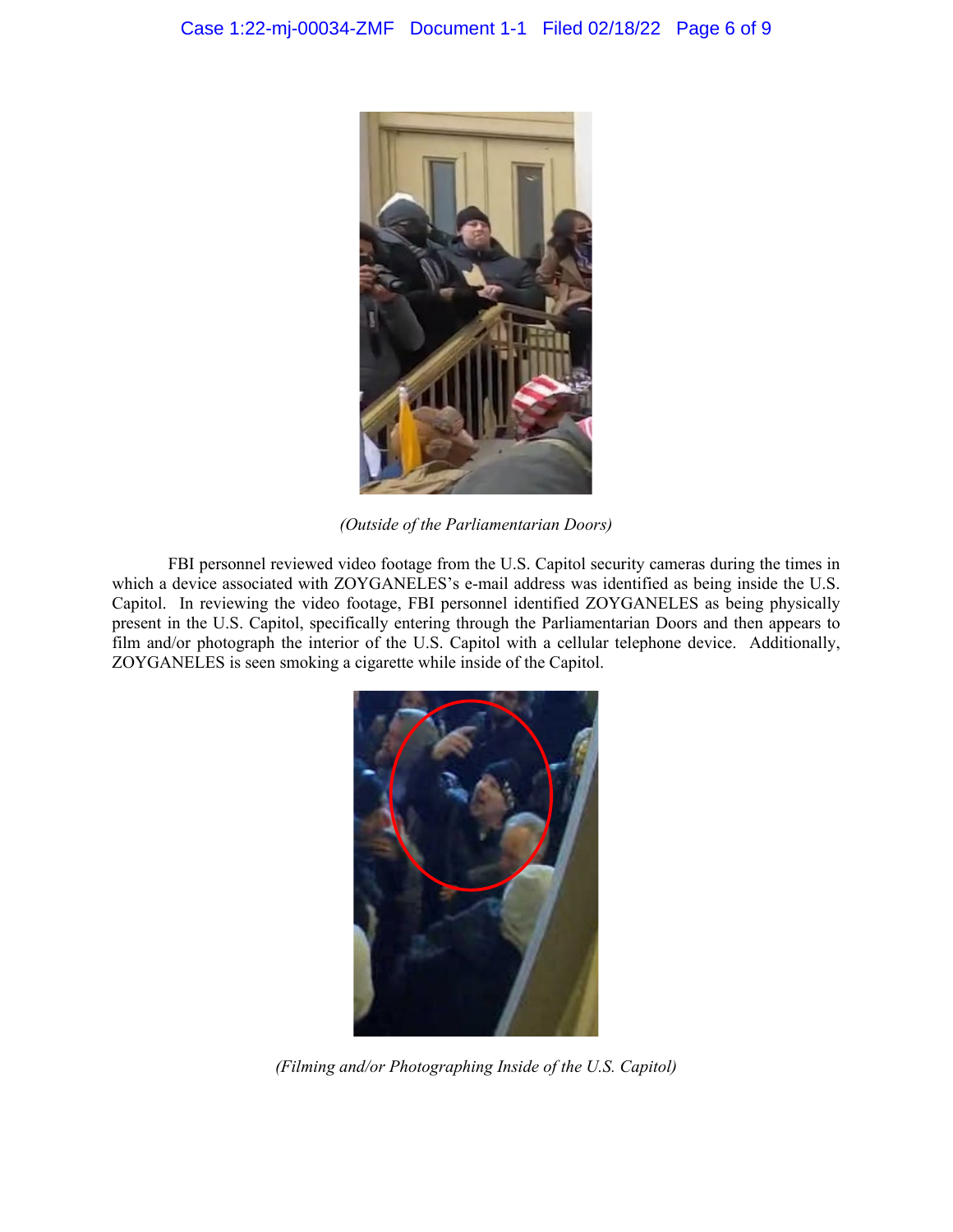*(Outside of the Parliamentarian Doors)*

FBI personnel reviewed video footage from the U.S. Capitol security cameras during the times in which a device associated with ZOYGANELES's e-mail address was identified as being inside the U.S. Capitol. In reviewing the video footage, FBI personnel identified ZOYGANELES as being physically present in the U.S. Capitol, specifically entering through the Parliamentarian Doors and then appears to film and/or photograph the interior of the U.S. Capitol with a cellular telephone device. Additionally, ZOYGANELES is seen smoking a cigarette while inside of the Capitol.

*(Filming and/or Photographing Inside of the U.S. Capitol)*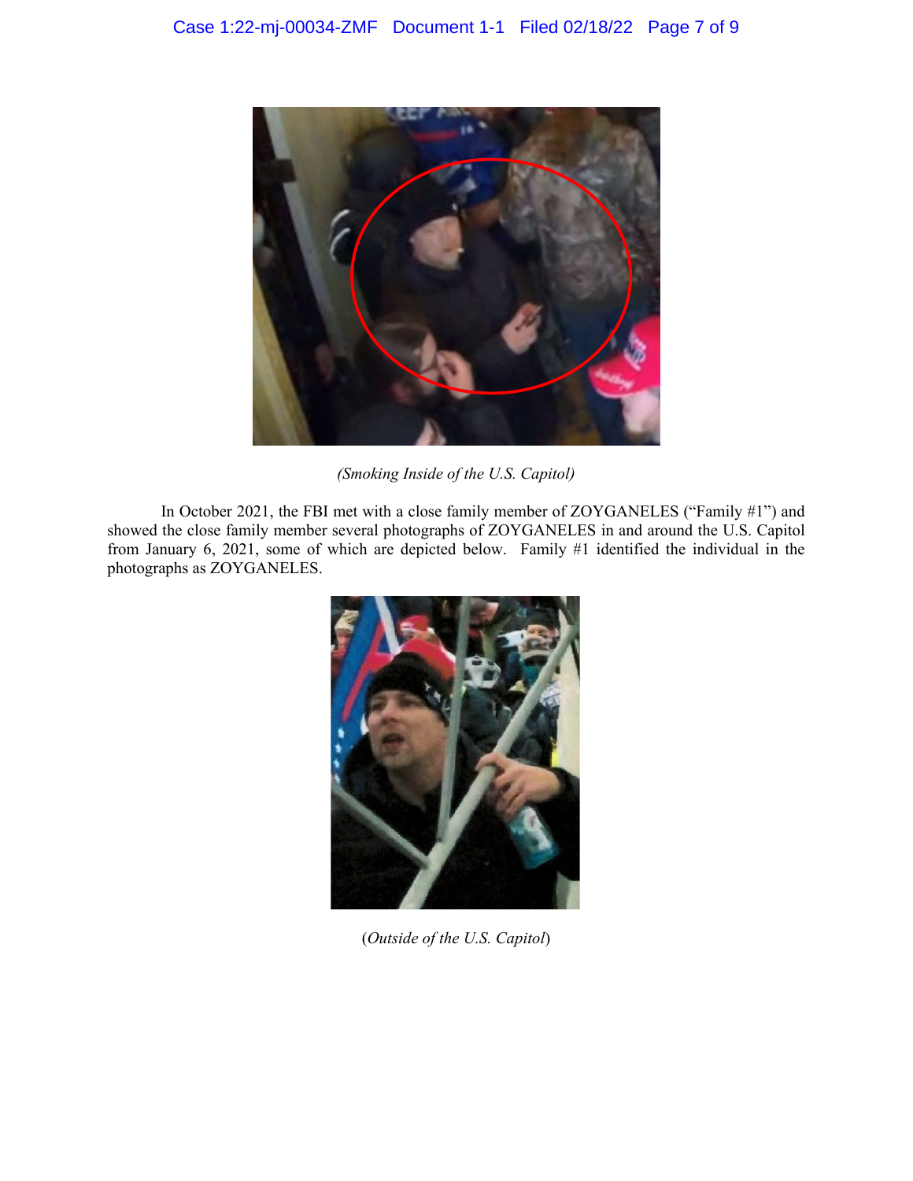*(Smoking Inside of the U.S. Capitol)*

In October 2021, the FBI met with a close family member of ZOYGANELES ("Family #1") and showed the close family member several photographs of ZOYGANELES in and around the U.S. Capitol from January 6, 2021, some of which are depicted below. Family #1 identified the individual in the photographs as ZOYGANELES.

(*Outside of the U.S. Capitol*)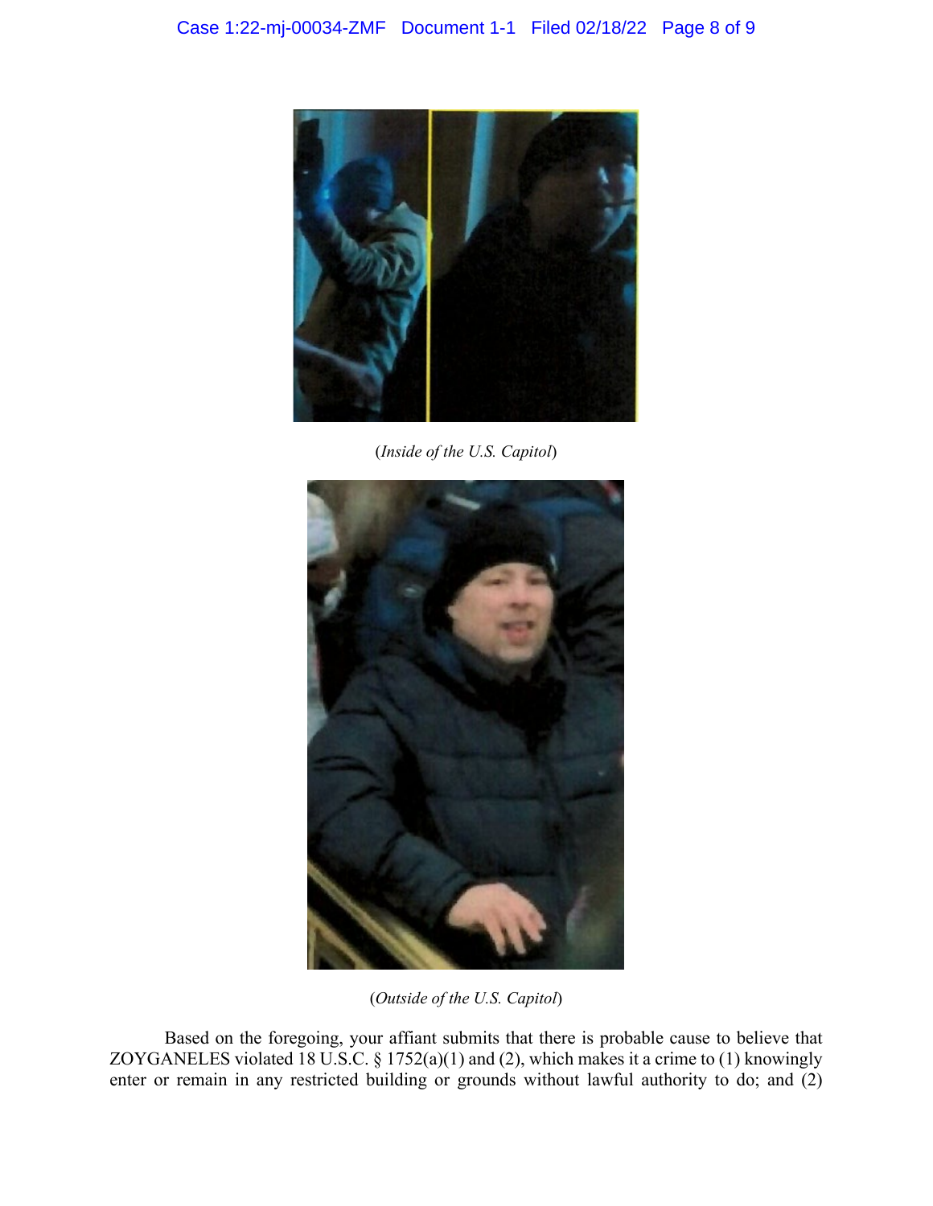(*Inside of the U.S. Capitol*)

(*Outside of the U.S. Capitol*)

Based on the foregoing, your affiant submits that there is probable cause to believe that ZOYGANELES violated 18 U.S.C. § 1752(a)(1) and (2), which makes it a crime to (1) knowingly enter or remain in any restricted building or grounds without lawful authority to do; and (2)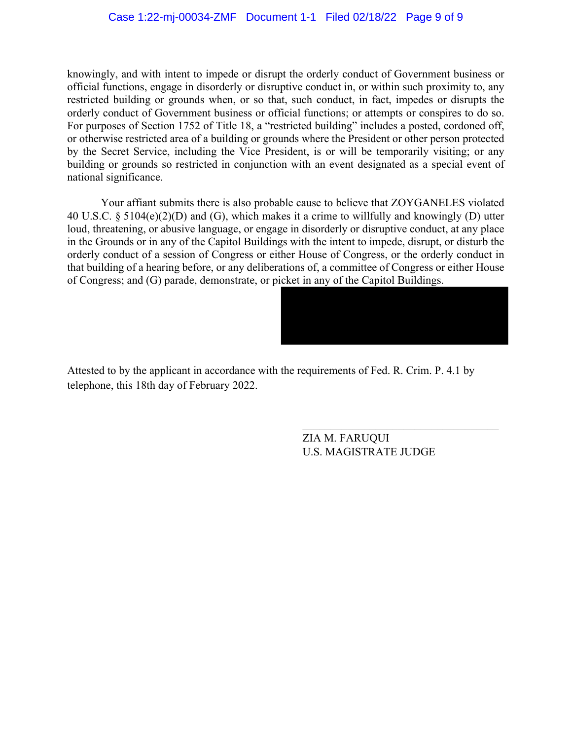knowingly, and with intent to impede or disrupt the orderly conduct of Government business or official functions, engage in disorderly or disruptive conduct in, or within such proximity to, any restricted building or grounds when, or so that, such conduct, in fact, impedes or disrupts the orderly conduct of Government business or official functions; or attempts or conspires to do so. For purposes of Section 1752 of Title 18, a "restricted building" includes a posted, cordoned off, or otherwise restricted area of a building or grounds where the President or other person protected by the Secret Service, including the Vice President, is or will be temporarily visiting; or any building or grounds so restricted in conjunction with an event designated as a special event of national significance.

Your affiant submits there is also probable cause to believe that ZOYGANELES violated 40 U.S.C. § 5104(e)(2)(D) and (G), which makes it a crime to willfully and knowingly (D) utter loud, threatening, or abusive language, or engage in disorderly or disruptive conduct, at any place in the Grounds or in any of the Capitol Buildings with the intent to impede, disrupt, or disturb the orderly conduct of a session of Congress or either House of Congress, or the orderly conduct in that building of a hearing before, or any deliberations of, a committee of Congress or either House of Congress; and (G) parade, demonstrate, or picket in any of the Capitol Buildings.

Attested to by the applicant in accordance with the requirements of Fed. R. Crim. P. 4.1 by telephone, this 18th day of February 2022.

\_\_\_\_\_\_\_\_\_\_\_\_\_\_\_\_\_\_\_\_\_\_\_\_\_\_\_\_\_\_\_\_\_\_\_\_

ZIA M. FARUQUI
U.S. MAGISTRATE JUDGE